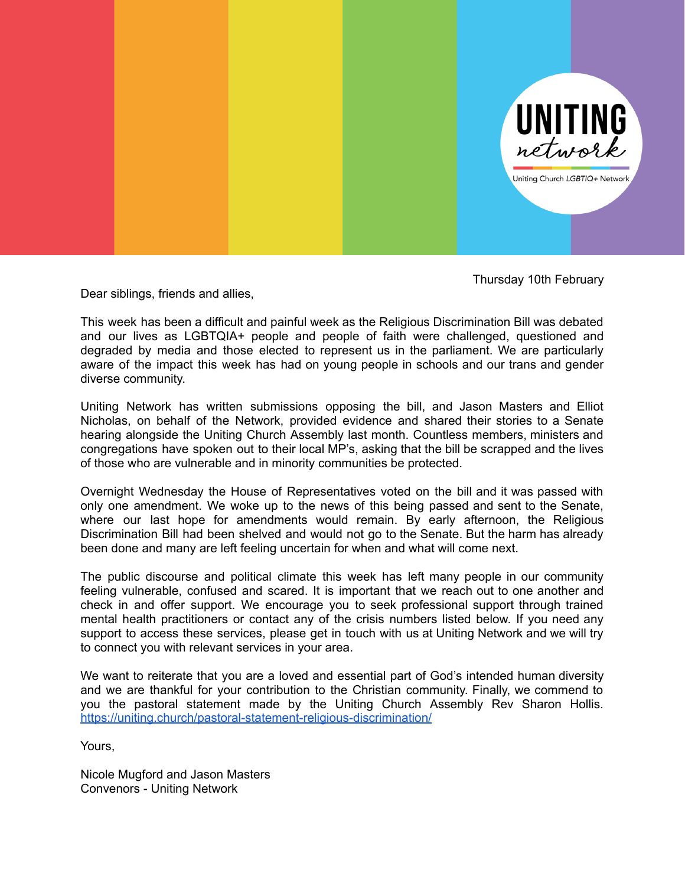UNITING network

Uniting Church *LGBTIQ+* Network

Thursday 10th February

Dear siblings, friends and allies,

This week has been a difficult and painful week as the Religious Discrimination Bill was debated and our lives as LGBTQIA+ people and people of faith were challenged, questioned and degraded by media and those elected to represent us in the parliament. We are particularly aware of the impact this week has had on young people in schools and our trans and gender diverse community.

Uniting Network has written submissions opposing the bill, and Jason Masters and Elliot Nicholas, on behalf of the Network, provided evidence and shared their stories to a Senate hearing alongside the Uniting Church Assembly last month. Countless members, ministers and congregations have spoken out to their local MP's, asking that the bill be scrapped and the lives of those who are vulnerable and in minority communities be protected.

Overnight Wednesday the House of Representatives voted on the bill and it was passed with only one amendment. We woke up to the news of this being passed and sent to the Senate, where our last hope for amendments would remain. By early afternoon, the Religious Discrimination Bill had been shelved and would not go to the Senate. But the harm has already been done and many are left feeling uncertain for when and what will come next.

The public discourse and political climate this week has left many people in our community feeling vulnerable, confused and scared. It is important that we reach out to one another and check in and offer support. We encourage you to seek professional support through trained mental health practitioners or contact any of the crisis numbers listed below. If you need any support to access these services, please get in touch with us at Uniting Network and we will try to connect you with relevant services in your area.

We want to reiterate that you are a loved and essential part of God's intended human diversity and we are thankful for your contribution to the Christian community. Finally, we commend to you the pastoral statement made by the Uniting Church Assembly Rev Sharon Hollis. https://uniting.church/pastoral-statement-religious-discrimination/

Yours,

Nicole Mugford and Jason Masters
Convenors - Uniting Network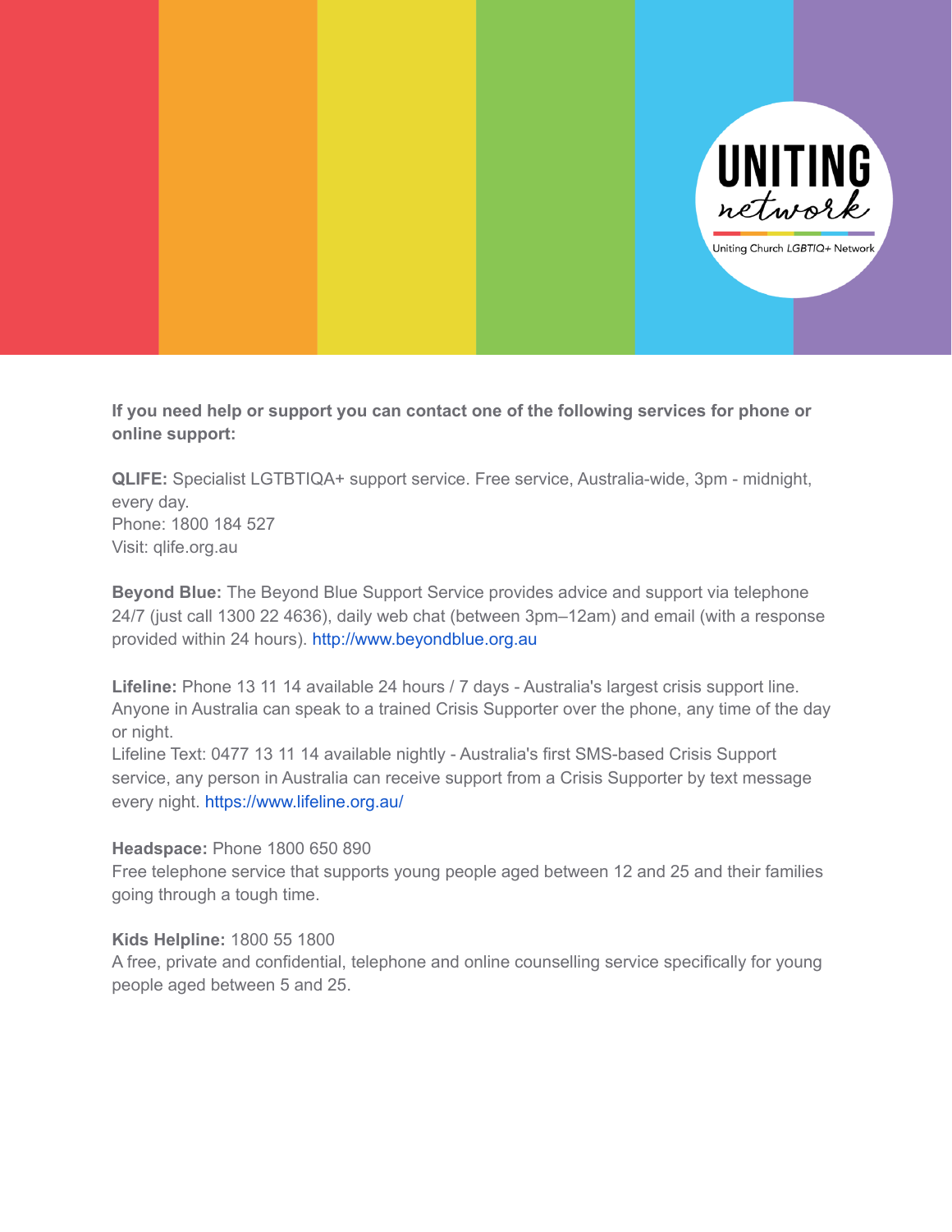**If you need help or support you can contact one of the following services for phone or online support:**

**QLIFE:** Specialist LGTBTIQA+ support service. Free service, Australia-wide, 3pm - midnight, every day.
Phone: 1800 184 527
Visit: qlife.org.au

**Beyond Blue:** The Beyond Blue Support Service provides advice and support via telephone 24/7 (just call 1300 22 4636), daily web chat (between 3pm–12am) and email (with a response provided within 24 hours). http://www.beyondblue.org.au

**Lifeline:** Phone 13 11 14 available 24 hours / 7 days - Australia's largest crisis support line. Anyone in Australia can speak to a trained Crisis Supporter over the phone, any time of the day or night.
Lifeline Text: 0477 13 11 14 available nightly - Australia's first SMS-based Crisis Support service, any person in Australia can receive support from a Crisis Supporter by text message every night. https://www.lifeline.org.au/

**Headspace:** Phone 1800 650 890
Free telephone service that supports young people aged between 12 and 25 and their families going through a tough time.

**Kids Helpline:** 1800 55 1800
A free, private and confidential, telephone and online counselling service specifically for young people aged between 5 and 25.